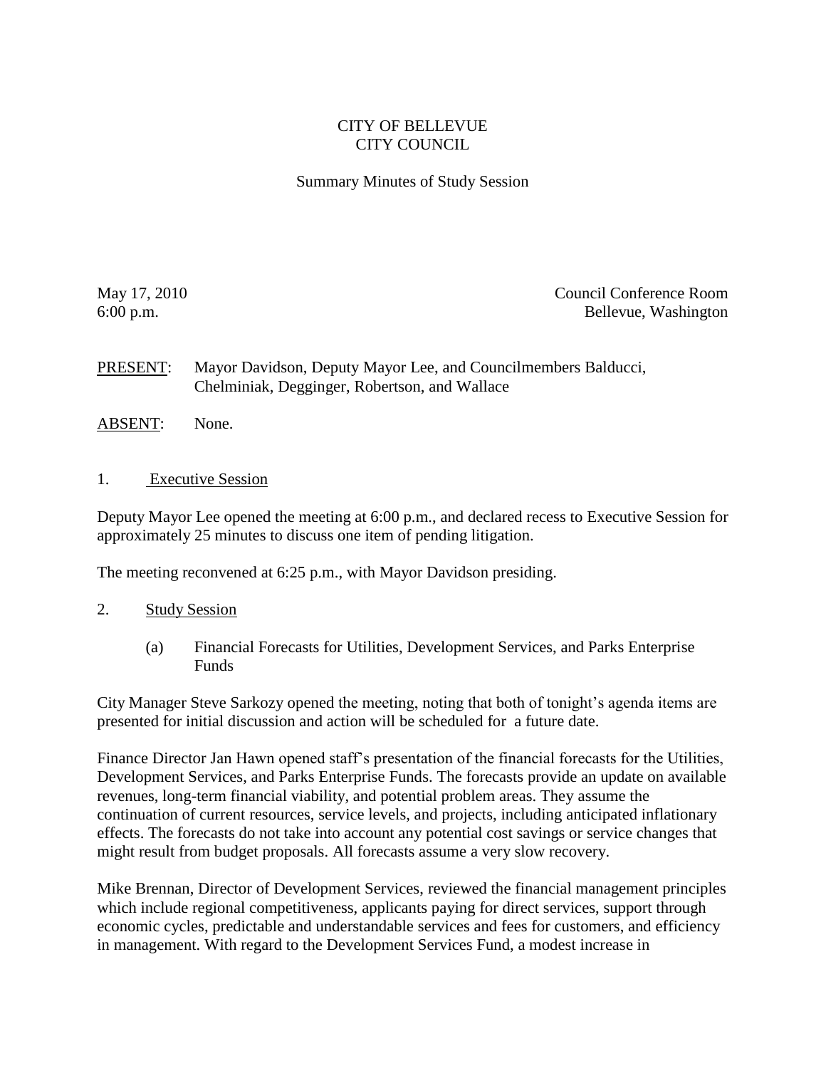# CITY OF BELLEVUE
# CITY COUNCIL

## Summary Minutes of Study Session

May 17, 2010
6:00 p.m.

Council Conference Room
Bellevue, Washington

PRESENT: Mayor Davidson, Deputy Mayor Lee, and Councilmembers Balducci, Chelminiak, Degginger, Robertson, and Wallace

ABSENT: None.

1. Executive Session

Deputy Mayor Lee opened the meeting at 6:00 p.m., and declared recess to Executive Session for approximately 25 minutes to discuss one item of pending litigation.

The meeting reconvened at 6:25 p.m., with Mayor Davidson presiding.

2. Study Session

   (a) Financial Forecasts for Utilities, Development Services, and Parks Enterprise Funds

City Manager Steve Sarkozy opened the meeting, noting that both of tonight's agenda items are presented for initial discussion and action will be scheduled for a future date.

Finance Director Jan Hawn opened staff's presentation of the financial forecasts for the Utilities, Development Services, and Parks Enterprise Funds. The forecasts provide an update on available revenues, long-term financial viability, and potential problem areas. They assume the continuation of current resources, service levels, and projects, including anticipated inflationary effects. The forecasts do not take into account any potential cost savings or service changes that might result from budget proposals. All forecasts assume a very slow recovery.

Mike Brennan, Director of Development Services, reviewed the financial management principles which include regional competitiveness, applicants paying for direct services, support through economic cycles, predictable and understandable services and fees for customers, and efficiency in management. With regard to the Development Services Fund, a modest increase in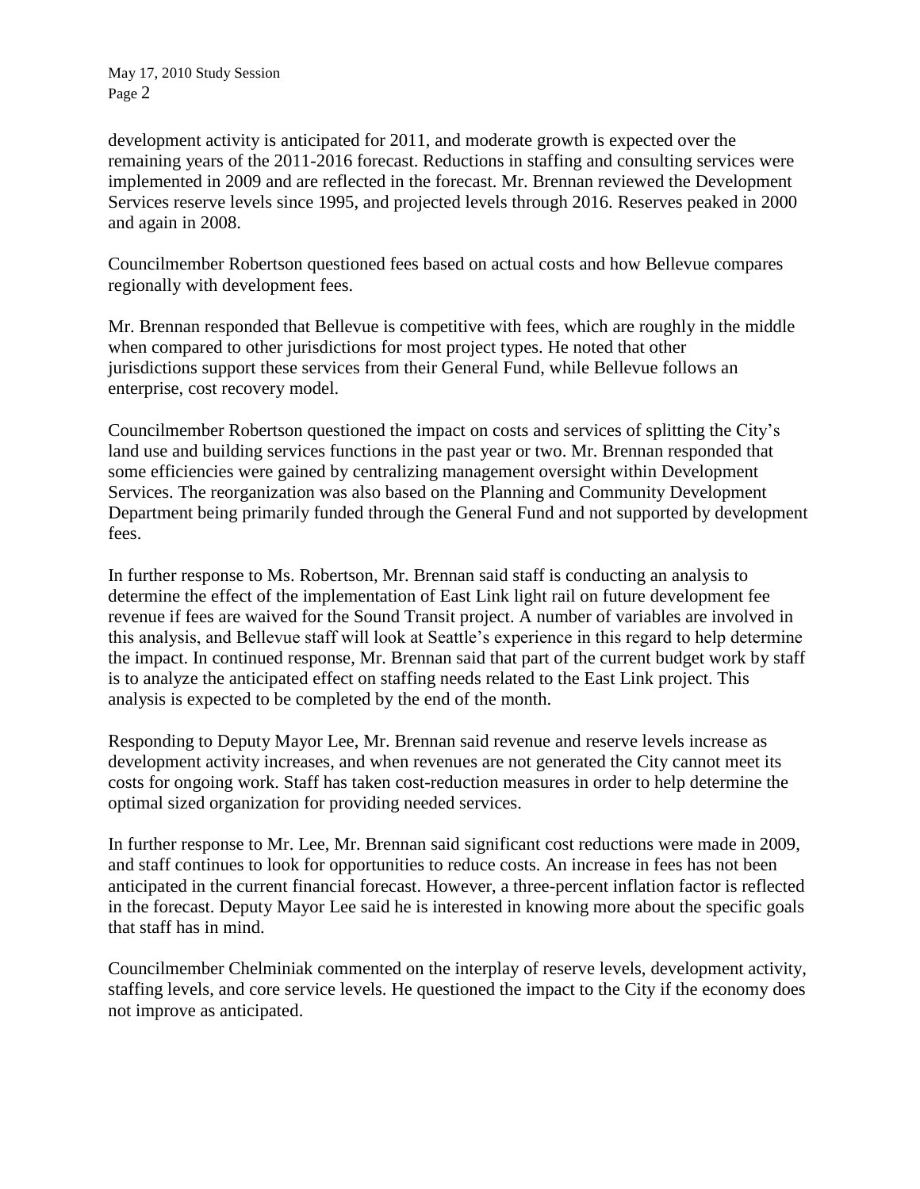development activity is anticipated for 2011, and moderate growth is expected over the remaining years of the 2011-2016 forecast. Reductions in staffing and consulting services were implemented in 2009 and are reflected in the forecast. Mr. Brennan reviewed the Development Services reserve levels since 1995, and projected levels through 2016. Reserves peaked in 2000 and again in 2008.

Councilmember Robertson questioned fees based on actual costs and how Bellevue compares regionally with development fees.

Mr. Brennan responded that Bellevue is competitive with fees, which are roughly in the middle when compared to other jurisdictions for most project types. He noted that other jurisdictions support these services from their General Fund, while Bellevue follows an enterprise, cost recovery model.

Councilmember Robertson questioned the impact on costs and services of splitting the City's land use and building services functions in the past year or two. Mr. Brennan responded that some efficiencies were gained by centralizing management oversight within Development Services. The reorganization was also based on the Planning and Community Development Department being primarily funded through the General Fund and not supported by development fees.

In further response to Ms. Robertson, Mr. Brennan said staff is conducting an analysis to determine the effect of the implementation of East Link light rail on future development fee revenue if fees are waived for the Sound Transit project. A number of variables are involved in this analysis, and Bellevue staff will look at Seattle's experience in this regard to help determine the impact. In continued response, Mr. Brennan said that part of the current budget work by staff is to analyze the anticipated effect on staffing needs related to the East Link project. This analysis is expected to be completed by the end of the month.

Responding to Deputy Mayor Lee, Mr. Brennan said revenue and reserve levels increase as development activity increases, and when revenues are not generated the City cannot meet its costs for ongoing work. Staff has taken cost-reduction measures in order to help determine the optimal sized organization for providing needed services.

In further response to Mr. Lee, Mr. Brennan said significant cost reductions were made in 2009, and staff continues to look for opportunities to reduce costs. An increase in fees has not been anticipated in the current financial forecast. However, a three-percent inflation factor is reflected in the forecast. Deputy Mayor Lee said he is interested in knowing more about the specific goals that staff has in mind.

Councilmember Chelminiak commented on the interplay of reserve levels, development activity, staffing levels, and core service levels. He questioned the impact to the City if the economy does not improve as anticipated.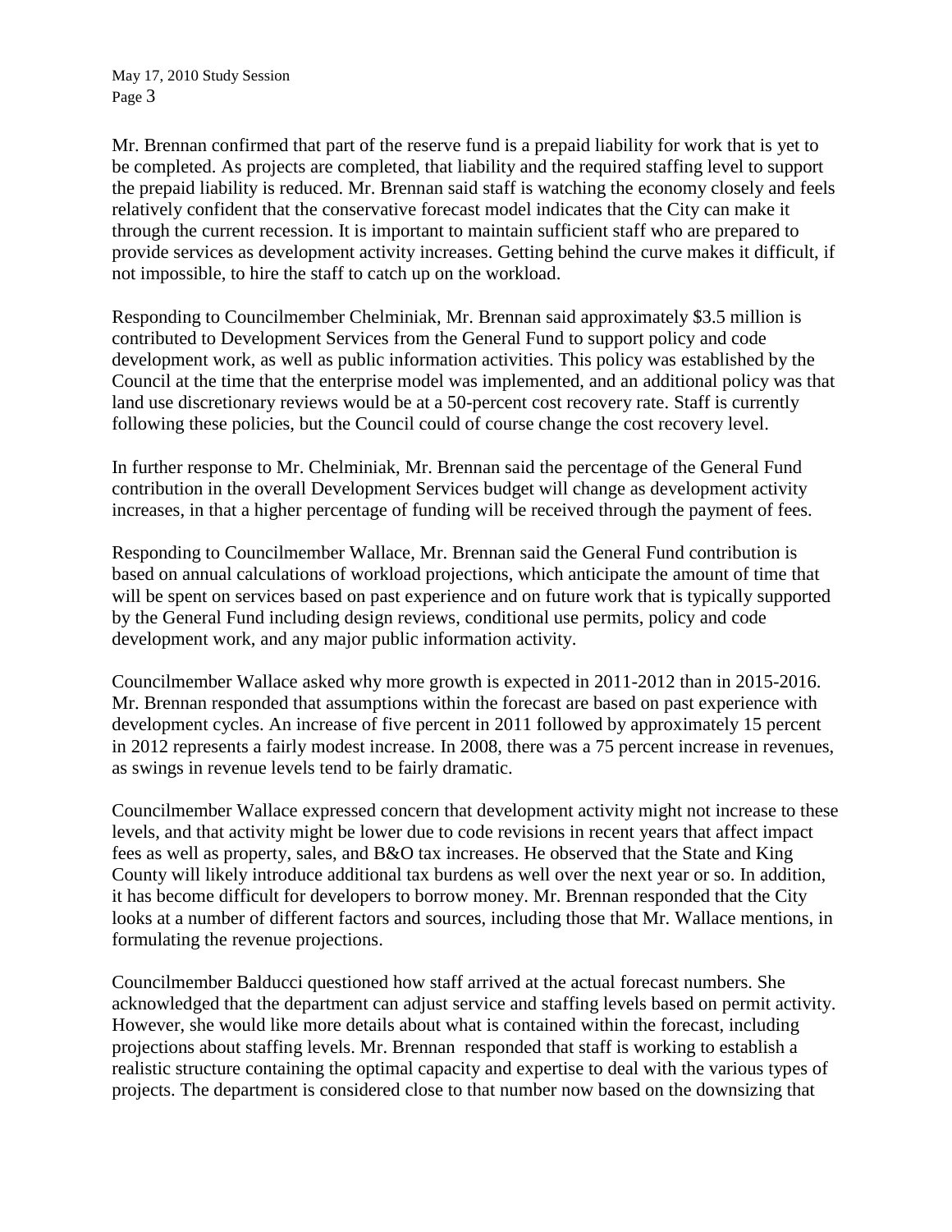Mr. Brennan confirmed that part of the reserve fund is a prepaid liability for work that is yet to be completed. As projects are completed, that liability and the required staffing level to support the prepaid liability is reduced. Mr. Brennan said staff is watching the economy closely and feels relatively confident that the conservative forecast model indicates that the City can make it through the current recession. It is important to maintain sufficient staff who are prepared to provide services as development activity increases. Getting behind the curve makes it difficult, if not impossible, to hire the staff to catch up on the workload.

Responding to Councilmember Chelminiak, Mr. Brennan said approximately $3.5 million is contributed to Development Services from the General Fund to support policy and code development work, as well as public information activities. This policy was established by the Council at the time that the enterprise model was implemented, and an additional policy was that land use discretionary reviews would be at a 50-percent cost recovery rate. Staff is currently following these policies, but the Council could of course change the cost recovery level.

In further response to Mr. Chelminiak, Mr. Brennan said the percentage of the General Fund contribution in the overall Development Services budget will change as development activity increases, in that a higher percentage of funding will be received through the payment of fees.

Responding to Councilmember Wallace, Mr. Brennan said the General Fund contribution is based on annual calculations of workload projections, which anticipate the amount of time that will be spent on services based on past experience and on future work that is typically supported by the General Fund including design reviews, conditional use permits, policy and code development work, and any major public information activity.

Councilmember Wallace asked why more growth is expected in 2011-2012 than in 2015-2016. Mr. Brennan responded that assumptions within the forecast are based on past experience with development cycles. An increase of five percent in 2011 followed by approximately 15 percent in 2012 represents a fairly modest increase. In 2008, there was a 75 percent increase in revenues, as swings in revenue levels tend to be fairly dramatic.

Councilmember Wallace expressed concern that development activity might not increase to these levels, and that activity might be lower due to code revisions in recent years that affect impact fees as well as property, sales, and B&O tax increases. He observed that the State and King County will likely introduce additional tax burdens as well over the next year or so. In addition, it has become difficult for developers to borrow money. Mr. Brennan responded that the City looks at a number of different factors and sources, including those that Mr. Wallace mentions, in formulating the revenue projections.

Councilmember Balducci questioned how staff arrived at the actual forecast numbers. She acknowledged that the department can adjust service and staffing levels based on permit activity. However, she would like more details about what is contained within the forecast, including projections about staffing levels. Mr. Brennan responded that staff is working to establish a realistic structure containing the optimal capacity and expertise to deal with the various types of projects. The department is considered close to that number now based on the downsizing that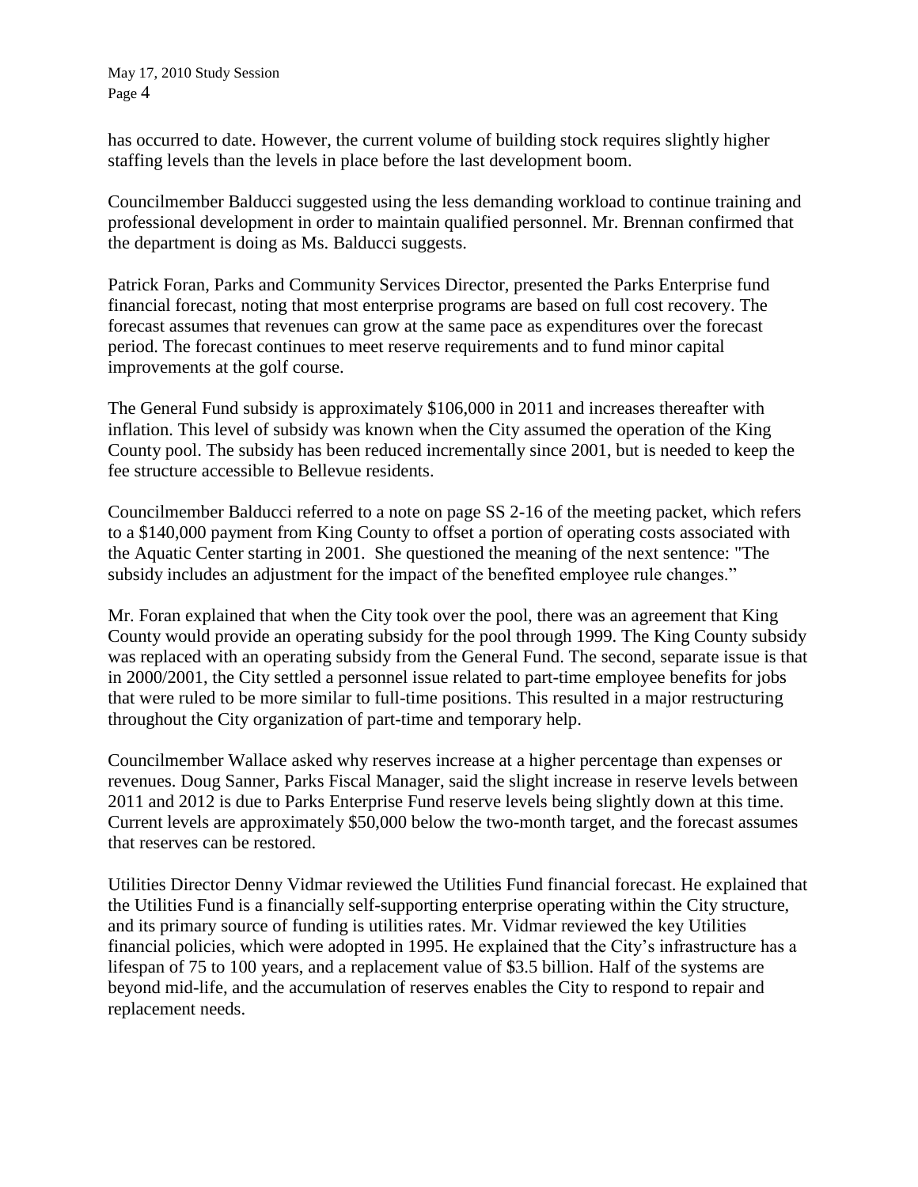has occurred to date. However, the current volume of building stock requires slightly higher staffing levels than the levels in place before the last development boom.

Councilmember Balducci suggested using the less demanding workload to continue training and professional development in order to maintain qualified personnel. Mr. Brennan confirmed that the department is doing as Ms. Balducci suggests.

Patrick Foran, Parks and Community Services Director, presented the Parks Enterprise fund financial forecast, noting that most enterprise programs are based on full cost recovery. The forecast assumes that revenues can grow at the same pace as expenditures over the forecast period. The forecast continues to meet reserve requirements and to fund minor capital improvements at the golf course.

The General Fund subsidy is approximately $106,000 in 2011 and increases thereafter with inflation. This level of subsidy was known when the City assumed the operation of the King County pool. The subsidy has been reduced incrementally since 2001, but is needed to keep the fee structure accessible to Bellevue residents.

Councilmember Balducci referred to a note on page SS 2-16 of the meeting packet, which refers to a $140,000 payment from King County to offset a portion of operating costs associated with the Aquatic Center starting in 2001. She questioned the meaning of the next sentence: "The subsidy includes an adjustment for the impact of the benefited employee rule changes."

Mr. Foran explained that when the City took over the pool, there was an agreement that King County would provide an operating subsidy for the pool through 1999. The King County subsidy was replaced with an operating subsidy from the General Fund. The second, separate issue is that in 2000/2001, the City settled a personnel issue related to part-time employee benefits for jobs that were ruled to be more similar to full-time positions. This resulted in a major restructuring throughout the City organization of part-time and temporary help.

Councilmember Wallace asked why reserves increase at a higher percentage than expenses or revenues. Doug Sanner, Parks Fiscal Manager, said the slight increase in reserve levels between 2011 and 2012 is due to Parks Enterprise Fund reserve levels being slightly down at this time. Current levels are approximately $50,000 below the two-month target, and the forecast assumes that reserves can be restored.

Utilities Director Denny Vidmar reviewed the Utilities Fund financial forecast. He explained that the Utilities Fund is a financially self-supporting enterprise operating within the City structure, and its primary source of funding is utilities rates. Mr. Vidmar reviewed the key Utilities financial policies, which were adopted in 1995. He explained that the City's infrastructure has a lifespan of 75 to 100 years, and a replacement value of $3.5 billion. Half of the systems are beyond mid-life, and the accumulation of reserves enables the City to respond to repair and replacement needs.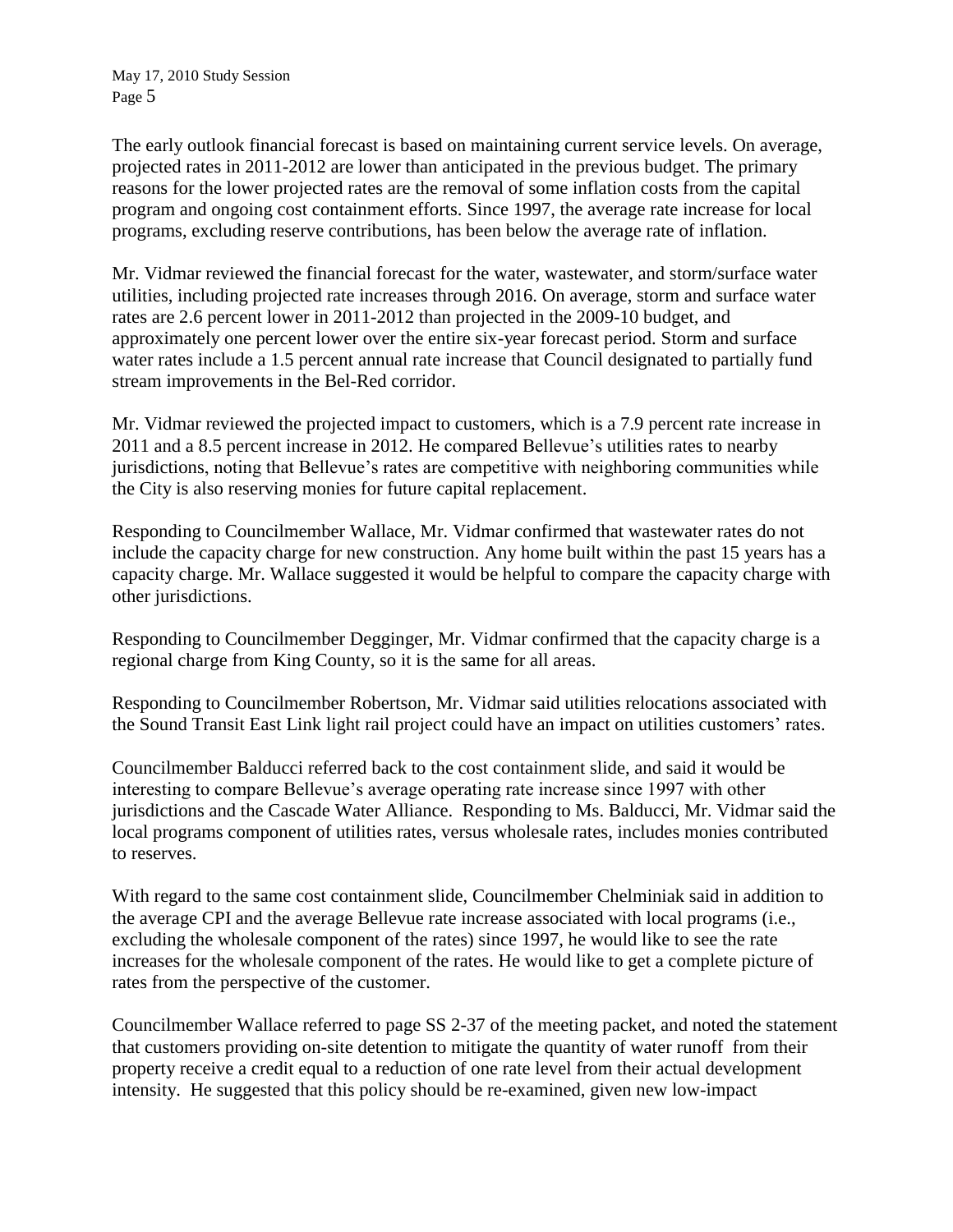The early outlook financial forecast is based on maintaining current service levels. On average, projected rates in 2011-2012 are lower than anticipated in the previous budget. The primary reasons for the lower projected rates are the removal of some inflation costs from the capital program and ongoing cost containment efforts. Since 1997, the average rate increase for local programs, excluding reserve contributions, has been below the average rate of inflation.

Mr. Vidmar reviewed the financial forecast for the water, wastewater, and storm/surface water utilities, including projected rate increases through 2016. On average, storm and surface water rates are 2.6 percent lower in 2011-2012 than projected in the 2009-10 budget, and approximately one percent lower over the entire six-year forecast period. Storm and surface water rates include a 1.5 percent annual rate increase that Council designated to partially fund stream improvements in the Bel-Red corridor.

Mr. Vidmar reviewed the projected impact to customers, which is a 7.9 percent rate increase in 2011 and a 8.5 percent increase in 2012. He compared Bellevue's utilities rates to nearby jurisdictions, noting that Bellevue's rates are competitive with neighboring communities while the City is also reserving monies for future capital replacement.

Responding to Councilmember Wallace, Mr. Vidmar confirmed that wastewater rates do not include the capacity charge for new construction. Any home built within the past 15 years has a capacity charge. Mr. Wallace suggested it would be helpful to compare the capacity charge with other jurisdictions.

Responding to Councilmember Degginger, Mr. Vidmar confirmed that the capacity charge is a regional charge from King County, so it is the same for all areas.

Responding to Councilmember Robertson, Mr. Vidmar said utilities relocations associated with the Sound Transit East Link light rail project could have an impact on utilities customers' rates.

Councilmember Balducci referred back to the cost containment slide, and said it would be interesting to compare Bellevue's average operating rate increase since 1997 with other jurisdictions and the Cascade Water Alliance. Responding to Ms. Balducci, Mr. Vidmar said the local programs component of utilities rates, versus wholesale rates, includes monies contributed to reserves.

With regard to the same cost containment slide, Councilmember Chelminiak said in addition to the average CPI and the average Bellevue rate increase associated with local programs (i.e., excluding the wholesale component of the rates) since 1997, he would like to see the rate increases for the wholesale component of the rates. He would like to get a complete picture of rates from the perspective of the customer.

Councilmember Wallace referred to page SS 2-37 of the meeting packet, and noted the statement that customers providing on-site detention to mitigate the quantity of water runoff from their property receive a credit equal to a reduction of one rate level from their actual development intensity. He suggested that this policy should be re-examined, given new low-impact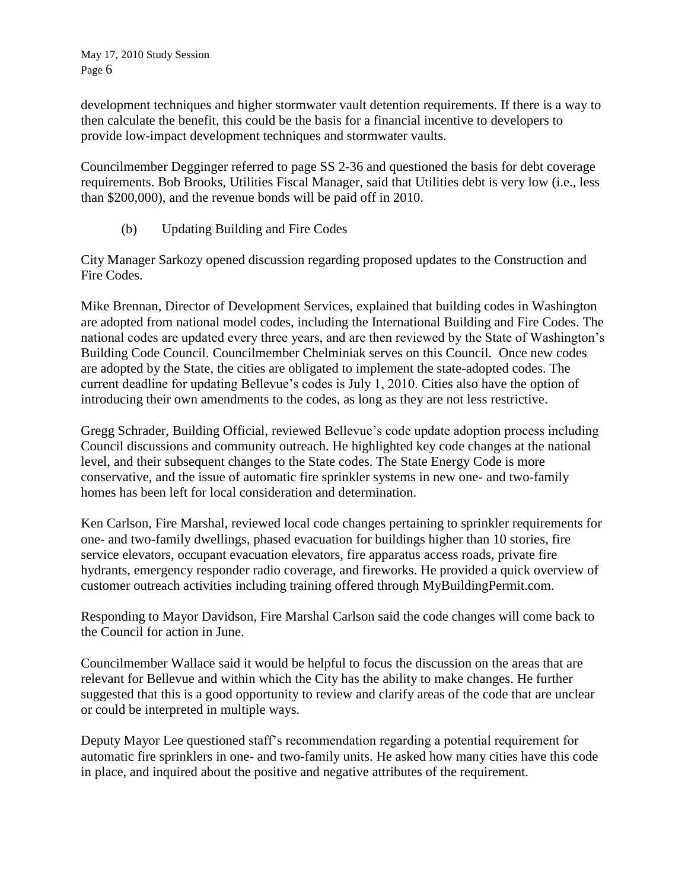development techniques and higher stormwater vault detention requirements. If there is a way to then calculate the benefit, this could be the basis for a financial incentive to developers to provide low-impact development techniques and stormwater vaults.

Councilmember Degginger referred to page SS 2-36 and questioned the basis for debt coverage requirements. Bob Brooks, Utilities Fiscal Manager, said that Utilities debt is very low (i.e., less than $200,000), and the revenue bonds will be paid off in 2010.

(b) Updating Building and Fire Codes

City Manager Sarkozy opened discussion regarding proposed updates to the Construction and Fire Codes.

Mike Brennan, Director of Development Services, explained that building codes in Washington are adopted from national model codes, including the International Building and Fire Codes. The national codes are updated every three years, and are then reviewed by the State of Washington's Building Code Council. Councilmember Chelminiak serves on this Council. Once new codes are adopted by the State, the cities are obligated to implement the state-adopted codes. The current deadline for updating Bellevue's codes is July 1, 2010. Cities also have the option of introducing their own amendments to the codes, as long as they are not less restrictive.

Gregg Schrader, Building Official, reviewed Bellevue's code update adoption process including Council discussions and community outreach. He highlighted key code changes at the national level, and their subsequent changes to the State codes. The State Energy Code is more conservative, and the issue of automatic fire sprinkler systems in new one- and two-family homes has been left for local consideration and determination.

Ken Carlson, Fire Marshal, reviewed local code changes pertaining to sprinkler requirements for one- and two-family dwellings, phased evacuation for buildings higher than 10 stories, fire service elevators, occupant evacuation elevators, fire apparatus access roads, private fire hydrants, emergency responder radio coverage, and fireworks. He provided a quick overview of customer outreach activities including training offered through MyBuildingPermit.com.

Responding to Mayor Davidson, Fire Marshal Carlson said the code changes will come back to the Council for action in June.

Councilmember Wallace said it would be helpful to focus the discussion on the areas that are relevant for Bellevue and within which the City has the ability to make changes. He further suggested that this is a good opportunity to review and clarify areas of the code that are unclear or could be interpreted in multiple ways.

Deputy Mayor Lee questioned staff's recommendation regarding a potential requirement for automatic fire sprinklers in one- and two-family units. He asked how many cities have this code in place, and inquired about the positive and negative attributes of the requirement.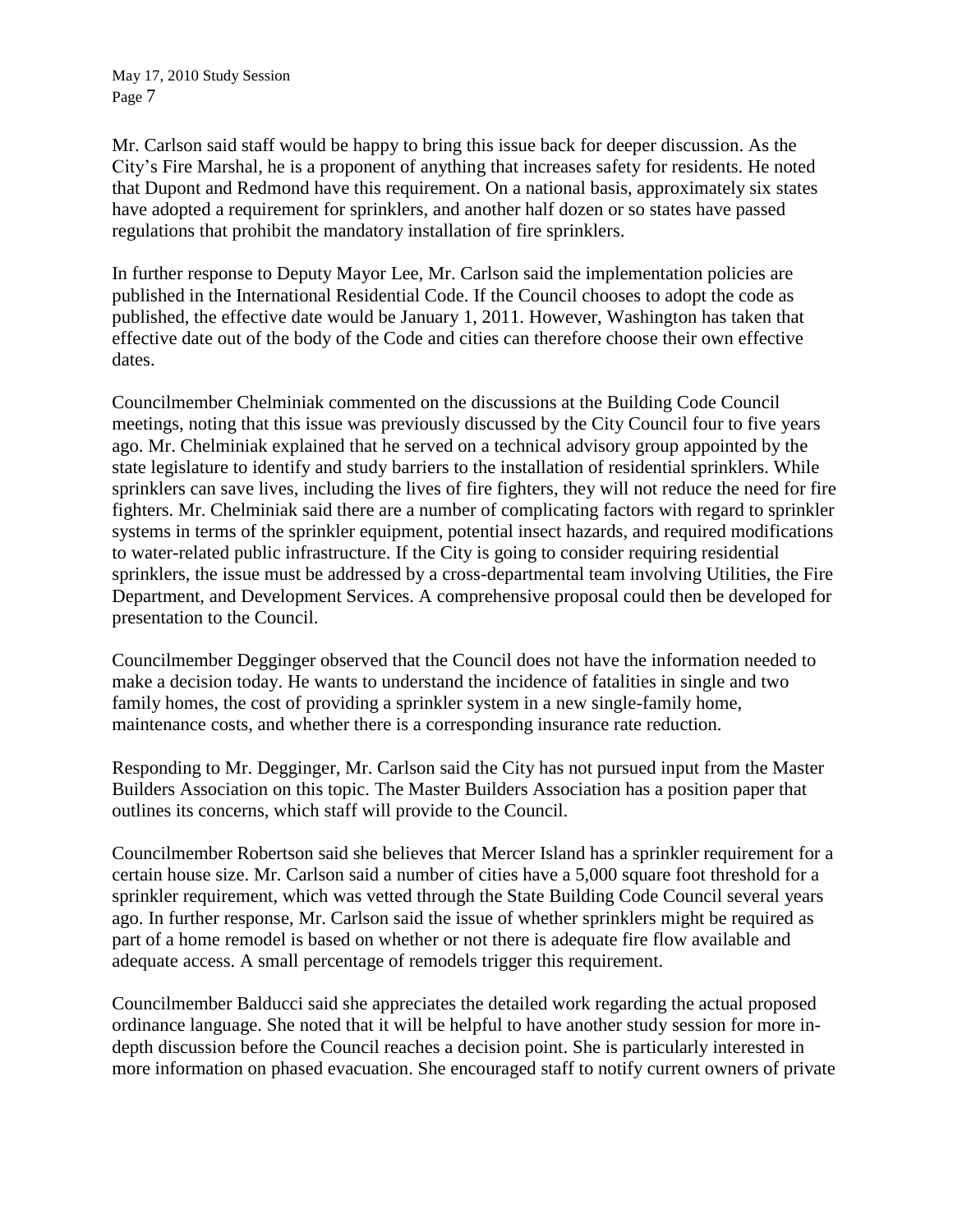Mr. Carlson said staff would be happy to bring this issue back for deeper discussion. As the City's Fire Marshal, he is a proponent of anything that increases safety for residents. He noted that Dupont and Redmond have this requirement. On a national basis, approximately six states have adopted a requirement for sprinklers, and another half dozen or so states have passed regulations that prohibit the mandatory installation of fire sprinklers.

In further response to Deputy Mayor Lee, Mr. Carlson said the implementation policies are published in the International Residential Code. If the Council chooses to adopt the code as published, the effective date would be January 1, 2011. However, Washington has taken that effective date out of the body of the Code and cities can therefore choose their own effective dates.

Councilmember Chelminiak commented on the discussions at the Building Code Council meetings, noting that this issue was previously discussed by the City Council four to five years ago. Mr. Chelminiak explained that he served on a technical advisory group appointed by the state legislature to identify and study barriers to the installation of residential sprinklers. While sprinklers can save lives, including the lives of fire fighters, they will not reduce the need for fire fighters. Mr. Chelminiak said there are a number of complicating factors with regard to sprinkler systems in terms of the sprinkler equipment, potential insect hazards, and required modifications to water-related public infrastructure. If the City is going to consider requiring residential sprinklers, the issue must be addressed by a cross-departmental team involving Utilities, the Fire Department, and Development Services. A comprehensive proposal could then be developed for presentation to the Council.

Councilmember Degginger observed that the Council does not have the information needed to make a decision today. He wants to understand the incidence of fatalities in single and two family homes, the cost of providing a sprinkler system in a new single-family home, maintenance costs, and whether there is a corresponding insurance rate reduction.

Responding to Mr. Degginger, Mr. Carlson said the City has not pursued input from the Master Builders Association on this topic. The Master Builders Association has a position paper that outlines its concerns, which staff will provide to the Council.

Councilmember Robertson said she believes that Mercer Island has a sprinkler requirement for a certain house size. Mr. Carlson said a number of cities have a 5,000 square foot threshold for a sprinkler requirement, which was vetted through the State Building Code Council several years ago. In further response, Mr. Carlson said the issue of whether sprinklers might be required as part of a home remodel is based on whether or not there is adequate fire flow available and adequate access. A small percentage of remodels trigger this requirement.

Councilmember Balducci said she appreciates the detailed work regarding the actual proposed ordinance language. She noted that it will be helpful to have another study session for more in-depth discussion before the Council reaches a decision point. She is particularly interested in more information on phased evacuation. She encouraged staff to notify current owners of private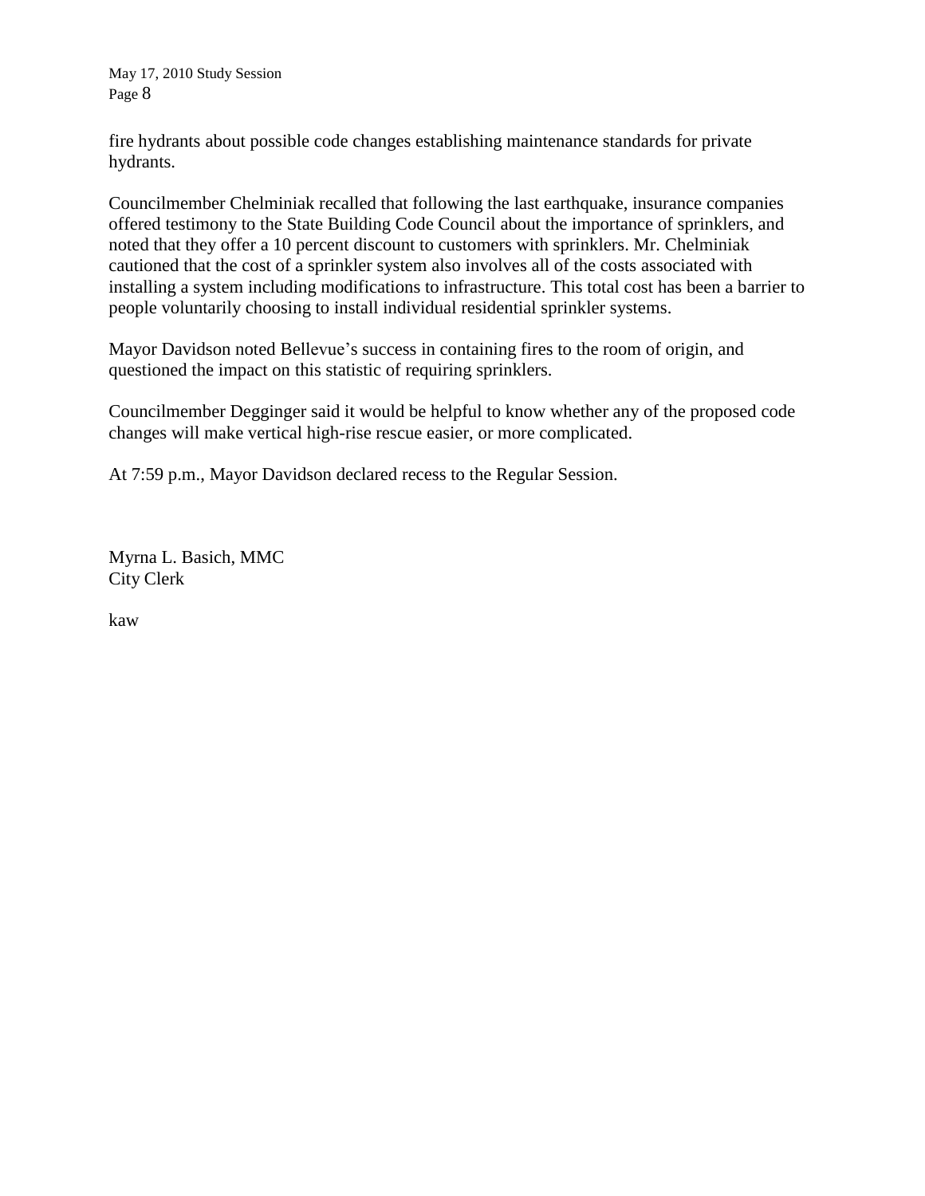fire hydrants about possible code changes establishing maintenance standards for private hydrants.

Councilmember Chelminiak recalled that following the last earthquake, insurance companies offered testimony to the State Building Code Council about the importance of sprinklers, and noted that they offer a 10 percent discount to customers with sprinklers. Mr. Chelminiak cautioned that the cost of a sprinkler system also involves all of the costs associated with installing a system including modifications to infrastructure. This total cost has been a barrier to people voluntarily choosing to install individual residential sprinkler systems.

Mayor Davidson noted Bellevue's success in containing fires to the room of origin, and questioned the impact on this statistic of requiring sprinklers.

Councilmember Degginger said it would be helpful to know whether any of the proposed code changes will make vertical high-rise rescue easier, or more complicated.

At 7:59 p.m., Mayor Davidson declared recess to the Regular Session.

Myrna L. Basich, MMC
City Clerk

kaw